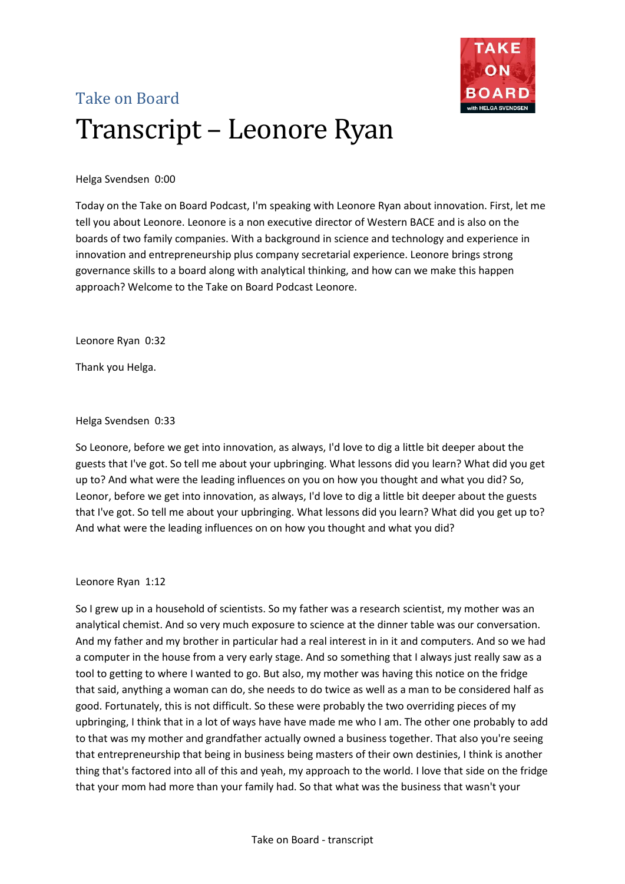Take on Board

# Transcript – Leonore Ryan

Helga Svendsen 0:00

Today on the Take on Board Podcast, I'm speaking with Leonore Ryan about innovation. First, let me tell you about Leonore. Leonore is a non executive director of Western BACE and is also on the boards of two family companies. With a background in science and technology and experience in innovation and entrepreneurship plus company secretarial experience. Leonore brings strong governance skills to a board along with analytical thinking, and how can we make this happen approach? Welcome to the Take on Board Podcast Leonore.

Leonore Ryan 0:32

Thank you Helga.

Helga Svendsen 0:33

So Leonore, before we get into innovation, as always, I'd love to dig a little bit deeper about the guests that I've got. So tell me about your upbringing. What lessons did you learn? What did you get up to? And what were the leading influences on you on how you thought and what you did? So, Leonor, before we get into innovation, as always, I'd love to dig a little bit deeper about the guests that I've got. So tell me about your upbringing. What lessons did you learn? What did you get up to? And what were the leading influences on on how you thought and what you did?

Leonore Ryan 1:12

So I grew up in a household of scientists. So my father was a research scientist, my mother was an analytical chemist. And so very much exposure to science at the dinner table was our conversation. And my father and my brother in particular had a real interest in in it and computers. And so we had a computer in the house from a very early stage. And so something that I always just really saw as a tool to getting to where I wanted to go. But also, my mother was having this notice on the fridge that said, anything a woman can do, she needs to do twice as well as a man to be considered half as good. Fortunately, this is not difficult. So these were probably the two overriding pieces of my upbringing, I think that in a lot of ways have have made me who I am. The other one probably to add to that was my mother and grandfather actually owned a business together. That also you're seeing that entrepreneurship that being in business being masters of their own destinies, I think is another thing that's factored into all of this and yeah, my approach to the world. I love that side on the fridge that your mom had more than your family had. So that what was the business that wasn't your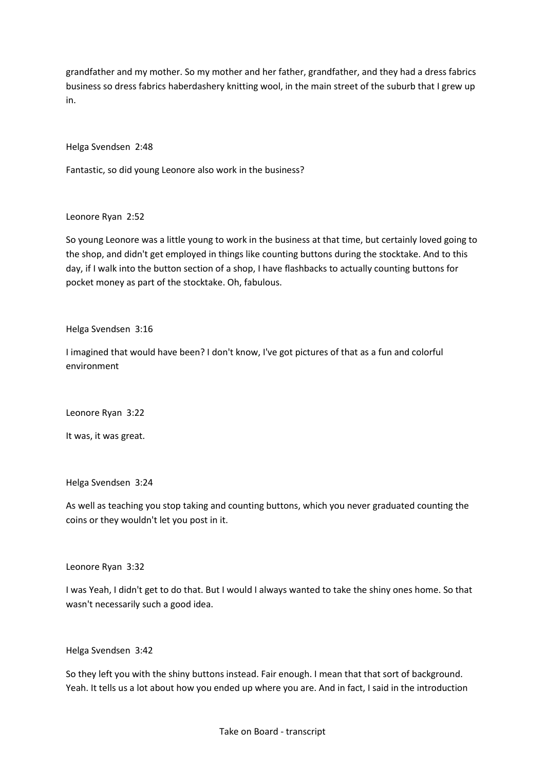grandfather and my mother. So my mother and her father, grandfather, and they had a dress fabrics business so dress fabrics haberdashery knitting wool, in the main street of the suburb that I grew up in.

Helga Svendsen 2:48

Fantastic, so did young Leonore also work in the business?

Leonore Ryan 2:52

So young Leonore was a little young to work in the business at that time, but certainly loved going to the shop, and didn't get employed in things like counting buttons during the stocktake. And to this day, if I walk into the button section of a shop, I have flashbacks to actually counting buttons for pocket money as part of the stocktake. Oh, fabulous.

Helga Svendsen 3:16

I imagined that would have been? I don't know, I've got pictures of that as a fun and colorful environment

Leonore Ryan 3:22

It was, it was great.

Helga Svendsen 3:24

As well as teaching you stop taking and counting buttons, which you never graduated counting the coins or they wouldn't let you post in it.

Leonore Ryan 3:32

I was Yeah, I didn't get to do that. But I would I always wanted to take the shiny ones home. So that wasn't necessarily such a good idea.

Helga Svendsen 3:42

So they left you with the shiny buttons instead. Fair enough. I mean that that sort of background. Yeah. It tells us a lot about how you ended up where you are. And in fact, I said in the introduction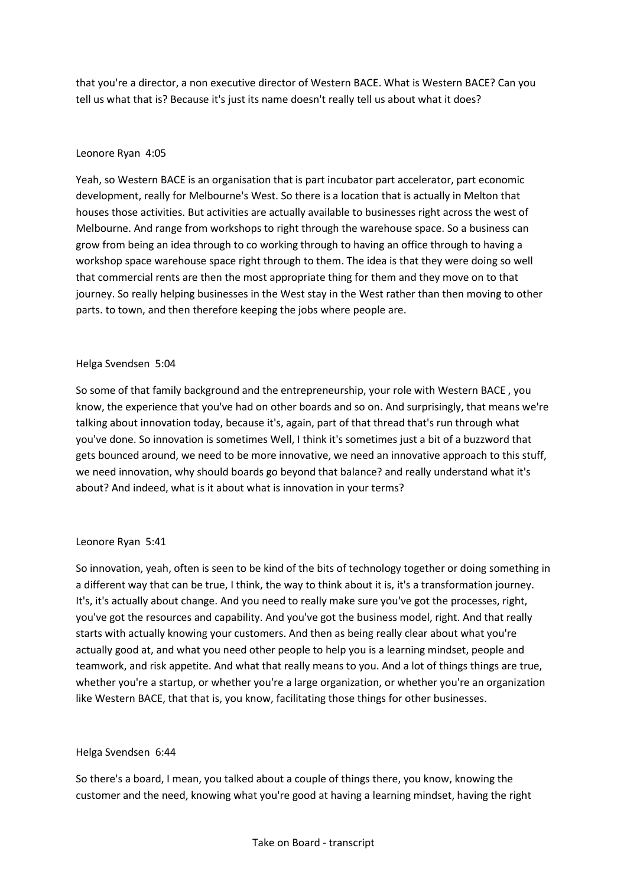that you're a director, a non executive director of Western BACE. What is Western BACE? Can you tell us what that is? Because it's just its name doesn't really tell us about what it does?

Leonore Ryan 4:05

Yeah, so Western BACE is an organisation that is part incubator part accelerator, part economic development, really for Melbourne's West. So there is a location that is actually in Melton that houses those activities. But activities are actually available to businesses right across the west of Melbourne. And range from workshops to right through the warehouse space. So a business can grow from being an idea through to co working through to having an office through to having a workshop space warehouse space right through to them. The idea is that they were doing so well that commercial rents are then the most appropriate thing for them and they move on to that journey. So really helping businesses in the West stay in the West rather than then moving to other parts. to town, and then therefore keeping the jobs where people are.

Helga Svendsen 5:04

So some of that family background and the entrepreneurship, your role with Western BACE , you know, the experience that you've had on other boards and so on. And surprisingly, that means we're talking about innovation today, because it's, again, part of that thread that's run through what you've done. So innovation is sometimes Well, I think it's sometimes just a bit of a buzzword that gets bounced around, we need to be more innovative, we need an innovative approach to this stuff, we need innovation, why should boards go beyond that balance? and really understand what it's about? And indeed, what is it about what is innovation in your terms?

Leonore Ryan 5:41

So innovation, yeah, often is seen to be kind of the bits of technology together or doing something in a different way that can be true, I think, the way to think about it is, it's a transformation journey. It's, it's actually about change. And you need to really make sure you've got the processes, right, you've got the resources and capability. And you've got the business model, right. And that really starts with actually knowing your customers. And then as being really clear about what you're actually good at, and what you need other people to help you is a learning mindset, people and teamwork, and risk appetite. And what that really means to you. And a lot of things things are true, whether you're a startup, or whether you're a large organization, or whether you're an organization like Western BACE, that that is, you know, facilitating those things for other businesses.

Helga Svendsen 6:44

So there's a board, I mean, you talked about a couple of things there, you know, knowing the customer and the need, knowing what you're good at having a learning mindset, having the right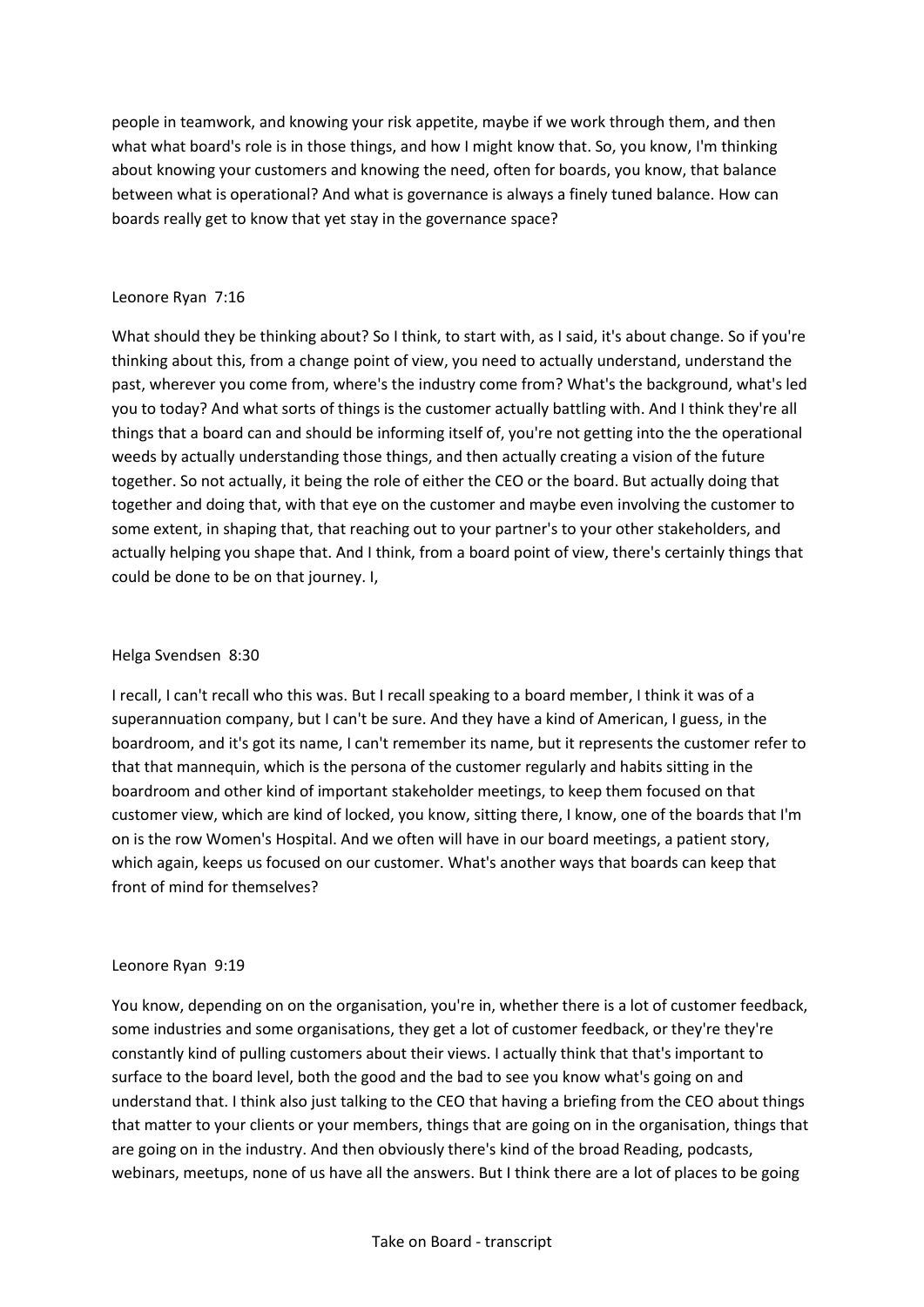people in teamwork, and knowing your risk appetite, maybe if we work through them, and then what what board's role is in those things, and how I might know that. So, you know, I'm thinking about knowing your customers and knowing the need, often for boards, you know, that balance between what is operational? And what is governance is always a finely tuned balance. How can boards really get to know that yet stay in the governance space?

Leonore Ryan 7:16

What should they be thinking about? So I think, to start with, as I said, it's about change. So if you're thinking about this, from a change point of view, you need to actually understand, understand the past, wherever you come from, where's the industry come from? What's the background, what's led you to today? And what sorts of things is the customer actually battling with. And I think they're all things that a board can and should be informing itself of, you're not getting into the the operational weeds by actually understanding those things, and then actually creating a vision of the future together. So not actually, it being the role of either the CEO or the board. But actually doing that together and doing that, with that eye on the customer and maybe even involving the customer to some extent, in shaping that, that reaching out to your partner's to your other stakeholders, and actually helping you shape that. And I think, from a board point of view, there's certainly things that could be done to be on that journey. I,

Helga Svendsen 8:30

I recall, I can't recall who this was. But I recall speaking to a board member, I think it was of a superannuation company, but I can't be sure. And they have a kind of American, I guess, in the boardroom, and it's got its name, I can't remember its name, but it represents the customer refer to that that mannequin, which is the persona of the customer regularly and habits sitting in the boardroom and other kind of important stakeholder meetings, to keep them focused on that customer view, which are kind of locked, you know, sitting there, I know, one of the boards that I'm on is the row Women's Hospital. And we often will have in our board meetings, a patient story, which again, keeps us focused on our customer. What's another ways that boards can keep that front of mind for themselves?

Leonore Ryan 9:19

You know, depending on on the organisation, you're in, whether there is a lot of customer feedback, some industries and some organisations, they get a lot of customer feedback, or they're they're constantly kind of pulling customers about their views. I actually think that that's important to surface to the board level, both the good and the bad to see you know what's going on and understand that. I think also just talking to the CEO that having a briefing from the CEO about things that matter to your clients or your members, things that are going on in the organisation, things that are going on in the industry. And then obviously there's kind of the broad Reading, podcasts, webinars, meetups, none of us have all the answers. But I think there are a lot of places to be going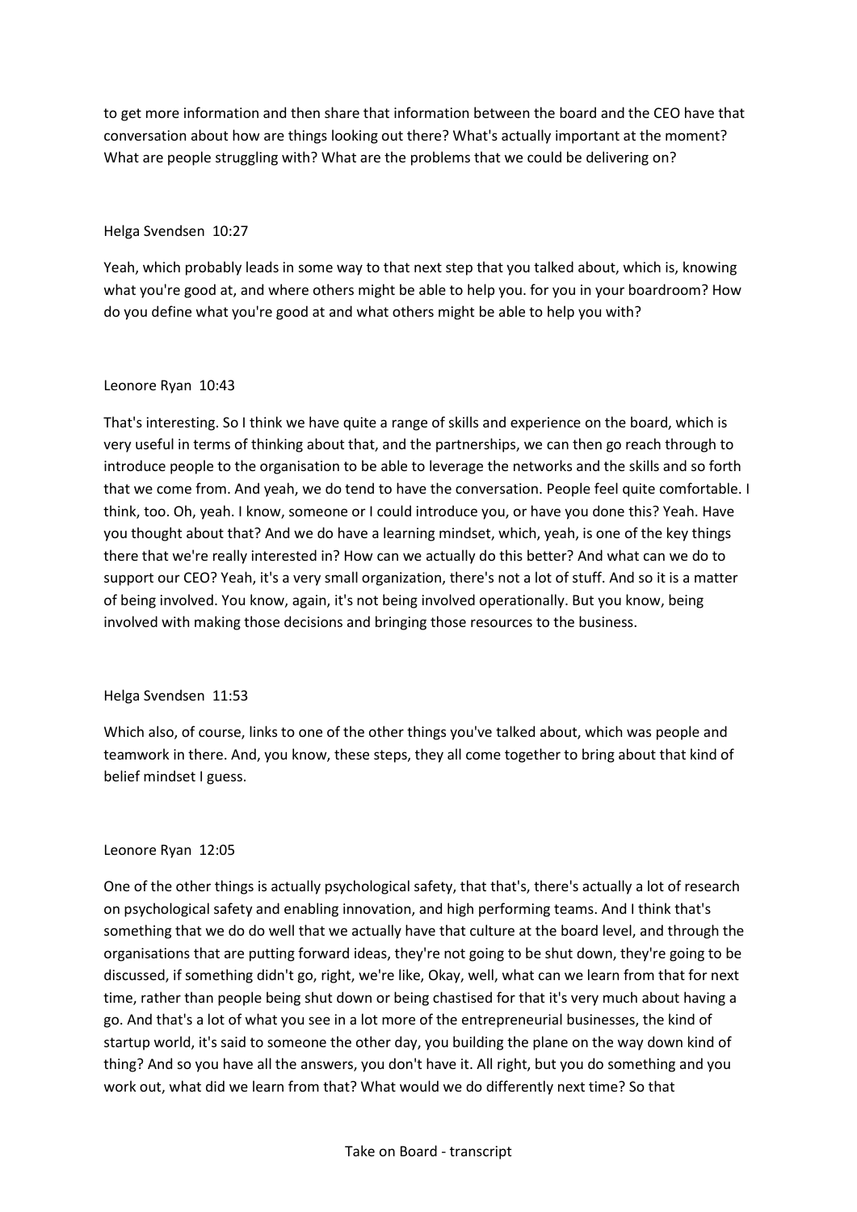to get more information and then share that information between the board and the CEO have that conversation about how are things looking out there? What's actually important at the moment? What are people struggling with? What are the problems that we could be delivering on?

Helga Svendsen 10:27

Yeah, which probably leads in some way to that next step that you talked about, which is, knowing what you're good at, and where others might be able to help you. for you in your boardroom? How do you define what you're good at and what others might be able to help you with?

Leonore Ryan 10:43

That's interesting. So I think we have quite a range of skills and experience on the board, which is very useful in terms of thinking about that, and the partnerships, we can then go reach through to introduce people to the organisation to be able to leverage the networks and the skills and so forth that we come from. And yeah, we do tend to have the conversation. People feel quite comfortable. I think, too. Oh, yeah. I know, someone or I could introduce you, or have you done this? Yeah. Have you thought about that? And we do have a learning mindset, which, yeah, is one of the key things there that we're really interested in? How can we actually do this better? And what can we do to support our CEO? Yeah, it's a very small organization, there's not a lot of stuff. And so it is a matter of being involved. You know, again, it's not being involved operationally. But you know, being involved with making those decisions and bringing those resources to the business.

Helga Svendsen 11:53

Which also, of course, links to one of the other things you've talked about, which was people and teamwork in there. And, you know, these steps, they all come together to bring about that kind of belief mindset I guess.

Leonore Ryan 12:05

One of the other things is actually psychological safety, that that's, there's actually a lot of research on psychological safety and enabling innovation, and high performing teams. And I think that's something that we do do well that we actually have that culture at the board level, and through the organisations that are putting forward ideas, they're not going to be shut down, they're going to be discussed, if something didn't go, right, we're like, Okay, well, what can we learn from that for next time, rather than people being shut down or being chastised for that it's very much about having a go. And that's a lot of what you see in a lot more of the entrepreneurial businesses, the kind of startup world, it's said to someone the other day, you building the plane on the way down kind of thing? And so you have all the answers, you don't have it. All right, but you do something and you work out, what did we learn from that? What would we do differently next time? So that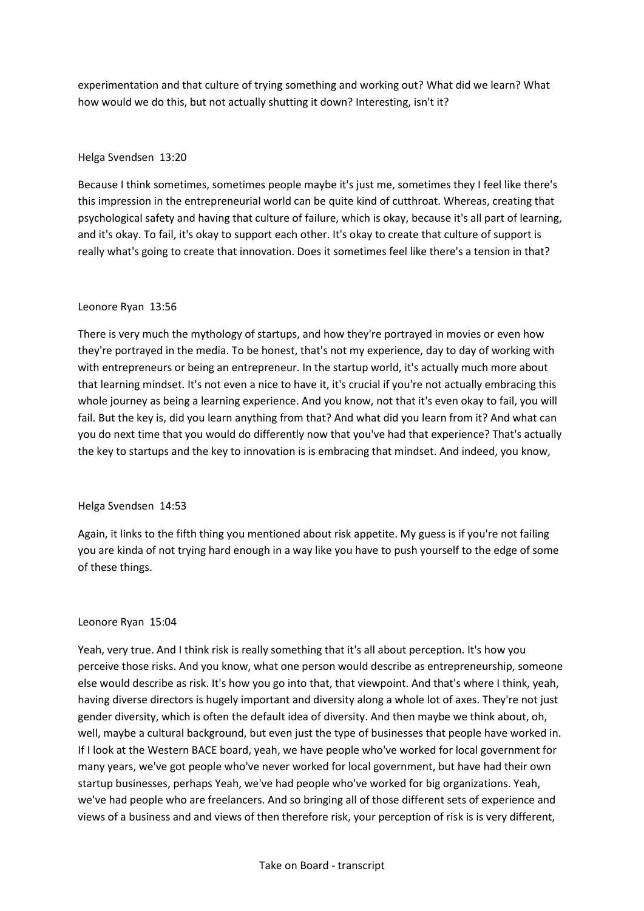experimentation and that culture of trying something and working out? What did we learn? What how would we do this, but not actually shutting it down? Interesting, isn't it?

Helga Svendsen 13:20

Because I think sometimes, sometimes people maybe it's just me, sometimes they I feel like there's this impression in the entrepreneurial world can be quite kind of cutthroat. Whereas, creating that psychological safety and having that culture of failure, which is okay, because it's all part of learning, and it's okay. To fail, it's okay to support each other. It's okay to create that culture of support is really what's going to create that innovation. Does it sometimes feel like there's a tension in that?

Leonore Ryan 13:56

There is very much the mythology of startups, and how they're portrayed in movies or even how they're portrayed in the media. To be honest, that's not my experience, day to day of working with with entrepreneurs or being an entrepreneur. In the startup world, it's actually much more about that learning mindset. It's not even a nice to have it, it's crucial if you're not actually embracing this whole journey as being a learning experience. And you know, not that it's even okay to fail, you will fail. But the key is, did you learn anything from that? And what did you learn from it? And what can you do next time that you would do differently now that you've had that experience? That's actually the key to startups and the key to innovation is is embracing that mindset. And indeed, you know,

Helga Svendsen 14:53

Again, it links to the fifth thing you mentioned about risk appetite. My guess is if you're not failing you are kinda of not trying hard enough in a way like you have to push yourself to the edge of some of these things.

Leonore Ryan 15:04

Yeah, very true. And I think risk is really something that it's all about perception. It's how you perceive those risks. And you know, what one person would describe as entrepreneurship, someone else would describe as risk. It's how you go into that, that viewpoint. And that's where I think, yeah, having diverse directors is hugely important and diversity along a whole lot of axes. They're not just gender diversity, which is often the default idea of diversity. And then maybe we think about, oh, well, maybe a cultural background, but even just the type of businesses that people have worked in. If I look at the Western BACE board, yeah, we have people who've worked for local government for many years, we've got people who've never worked for local government, but have had their own startup businesses, perhaps Yeah, we've had people who've worked for big organizations. Yeah, we've had people who are freelancers. And so bringing all of those different sets of experience and views of a business and and views of then therefore risk, your perception of risk is is very different,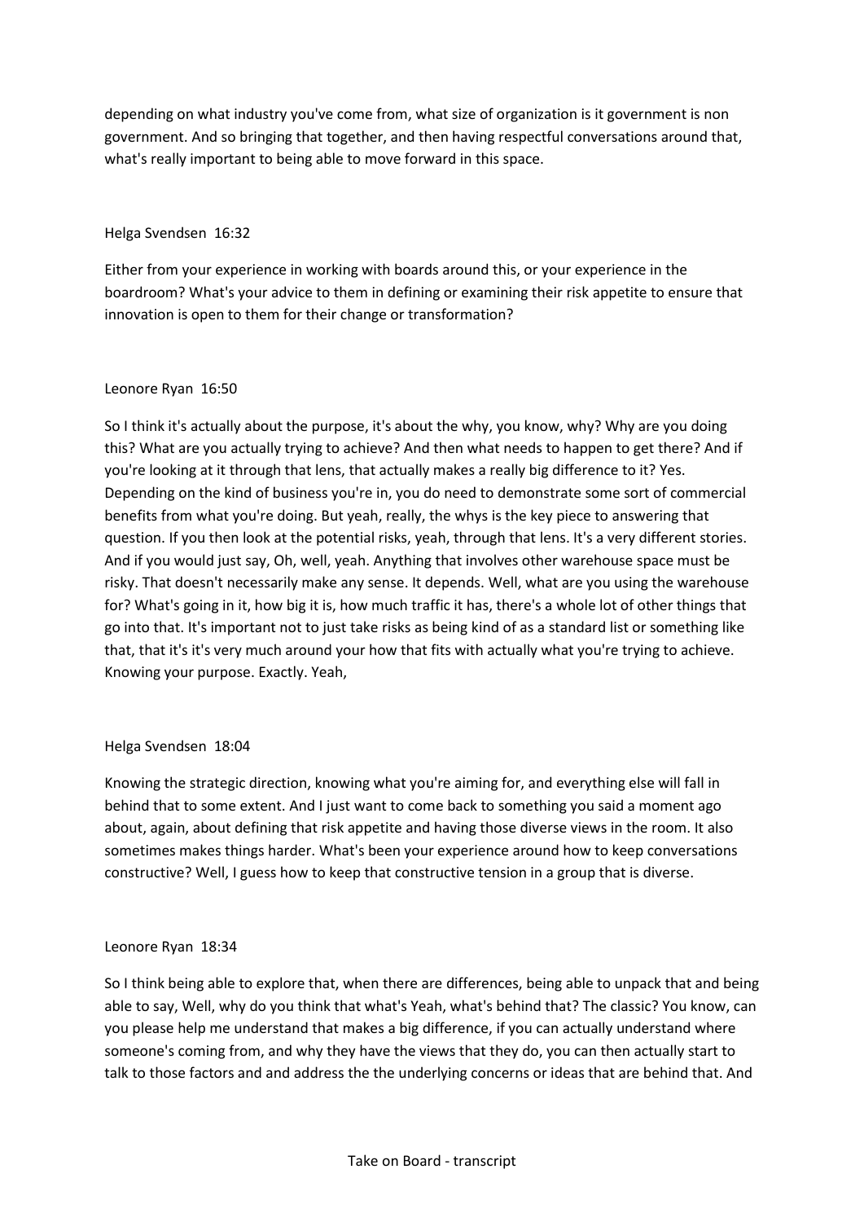depending on what industry you've come from, what size of organization is it government is non government. And so bringing that together, and then having respectful conversations around that, what's really important to being able to move forward in this space.

Helga Svendsen 16:32

Either from your experience in working with boards around this, or your experience in the boardroom? What's your advice to them in defining or examining their risk appetite to ensure that innovation is open to them for their change or transformation?

Leonore Ryan 16:50

So I think it's actually about the purpose, it's about the why, you know, why? Why are you doing this? What are you actually trying to achieve? And then what needs to happen to get there? And if you're looking at it through that lens, that actually makes a really big difference to it? Yes. Depending on the kind of business you're in, you do need to demonstrate some sort of commercial benefits from what you're doing. But yeah, really, the whys is the key piece to answering that question. If you then look at the potential risks, yeah, through that lens. It's a very different stories. And if you would just say, Oh, well, yeah. Anything that involves other warehouse space must be risky. That doesn't necessarily make any sense. It depends. Well, what are you using the warehouse for? What's going in it, how big it is, how much traffic it has, there's a whole lot of other things that go into that. It's important not to just take risks as being kind of as a standard list or something like that, that it's it's very much around your how that fits with actually what you're trying to achieve. Knowing your purpose. Exactly. Yeah,

Helga Svendsen 18:04

Knowing the strategic direction, knowing what you're aiming for, and everything else will fall in behind that to some extent. And I just want to come back to something you said a moment ago about, again, about defining that risk appetite and having those diverse views in the room. It also sometimes makes things harder. What's been your experience around how to keep conversations constructive? Well, I guess how to keep that constructive tension in a group that is diverse.

Leonore Ryan 18:34

So I think being able to explore that, when there are differences, being able to unpack that and being able to say, Well, why do you think that what's Yeah, what's behind that? The classic? You know, can you please help me understand that makes a big difference, if you can actually understand where someone's coming from, and why they have the views that they do, you can then actually start to talk to those factors and and address the the underlying concerns or ideas that are behind that. And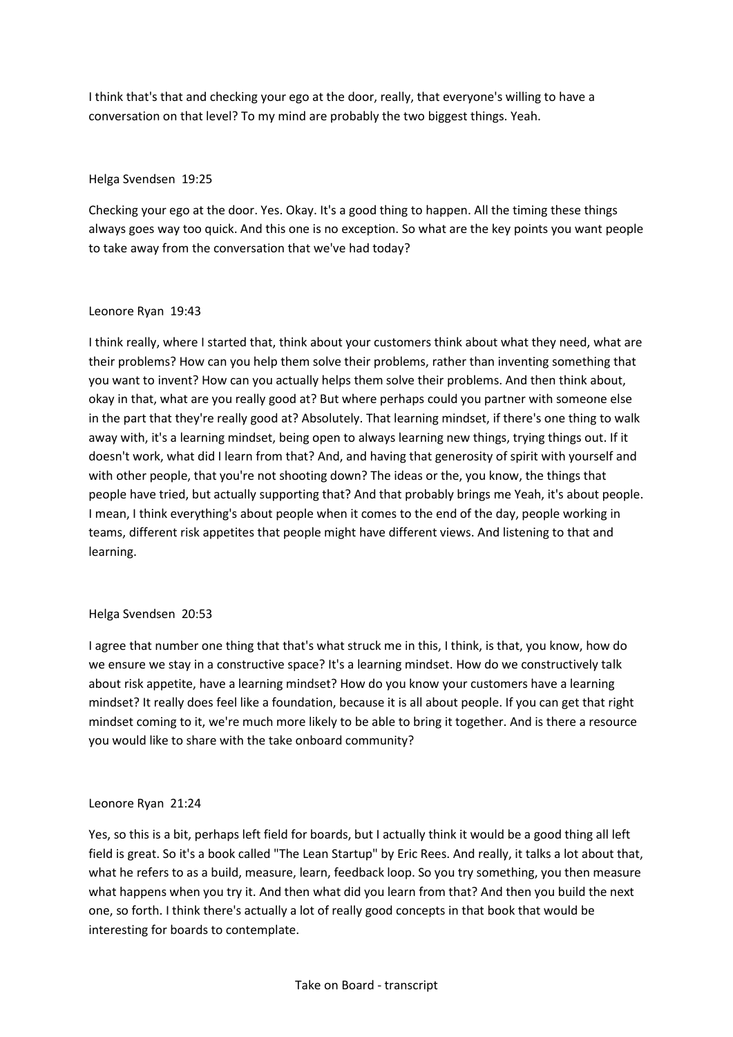I think that's that and checking your ego at the door, really, that everyone's willing to have a conversation on that level? To my mind are probably the two biggest things. Yeah.

Helga Svendsen 19:25

Checking your ego at the door. Yes. Okay. It's a good thing to happen. All the timing these things always goes way too quick. And this one is no exception. So what are the key points you want people to take away from the conversation that we've had today?

Leonore Ryan 19:43

I think really, where I started that, think about your customers think about what they need, what are their problems? How can you help them solve their problems, rather than inventing something that you want to invent? How can you actually helps them solve their problems. And then think about, okay in that, what are you really good at? But where perhaps could you partner with someone else in the part that they're really good at? Absolutely. That learning mindset, if there's one thing to walk away with, it's a learning mindset, being open to always learning new things, trying things out. If it doesn't work, what did I learn from that? And, and having that generosity of spirit with yourself and with other people, that you're not shooting down? The ideas or the, you know, the things that people have tried, but actually supporting that? And that probably brings me Yeah, it's about people. I mean, I think everything's about people when it comes to the end of the day, people working in teams, different risk appetites that people might have different views. And listening to that and learning.

Helga Svendsen 20:53

I agree that number one thing that that's what struck me in this, I think, is that, you know, how do we ensure we stay in a constructive space? It's a learning mindset. How do we constructively talk about risk appetite, have a learning mindset? How do you know your customers have a learning mindset? It really does feel like a foundation, because it is all about people. If you can get that right mindset coming to it, we're much more likely to be able to bring it together. And is there a resource you would like to share with the take onboard community?

Leonore Ryan 21:24

Yes, so this is a bit, perhaps left field for boards, but I actually think it would be a good thing all left field is great. So it's a book called "The Lean Startup" by Eric Rees. And really, it talks a lot about that, what he refers to as a build, measure, learn, feedback loop. So you try something, you then measure what happens when you try it. And then what did you learn from that? And then you build the next one, so forth. I think there's actually a lot of really good concepts in that book that would be interesting for boards to contemplate.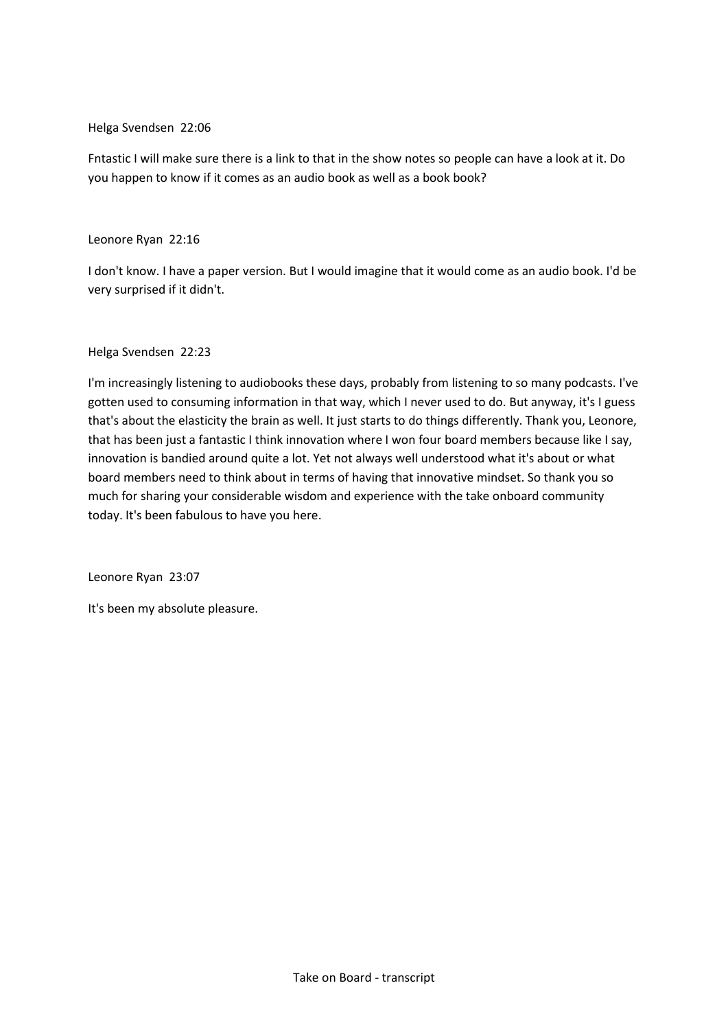Helga Svendsen 22:06

Fntastic I will make sure there is a link to that in the show notes so people can have a look at it. Do you happen to know if it comes as an audio book as well as a book book?

Leonore Ryan 22:16

I don't know. I have a paper version. But I would imagine that it would come as an audio book. I'd be very surprised if it didn't.

Helga Svendsen 22:23

I'm increasingly listening to audiobooks these days, probably from listening to so many podcasts. I've gotten used to consuming information in that way, which I never used to do. But anyway, it's I guess that's about the elasticity the brain as well. It just starts to do things differently. Thank you, Leonore, that has been just a fantastic I think innovation where I won four board members because like I say, innovation is bandied around quite a lot. Yet not always well understood what it's about or what board members need to think about in terms of having that innovative mindset. So thank you so much for sharing your considerable wisdom and experience with the take onboard community today. It's been fabulous to have you here.

Leonore Ryan 23:07

It's been my absolute pleasure.